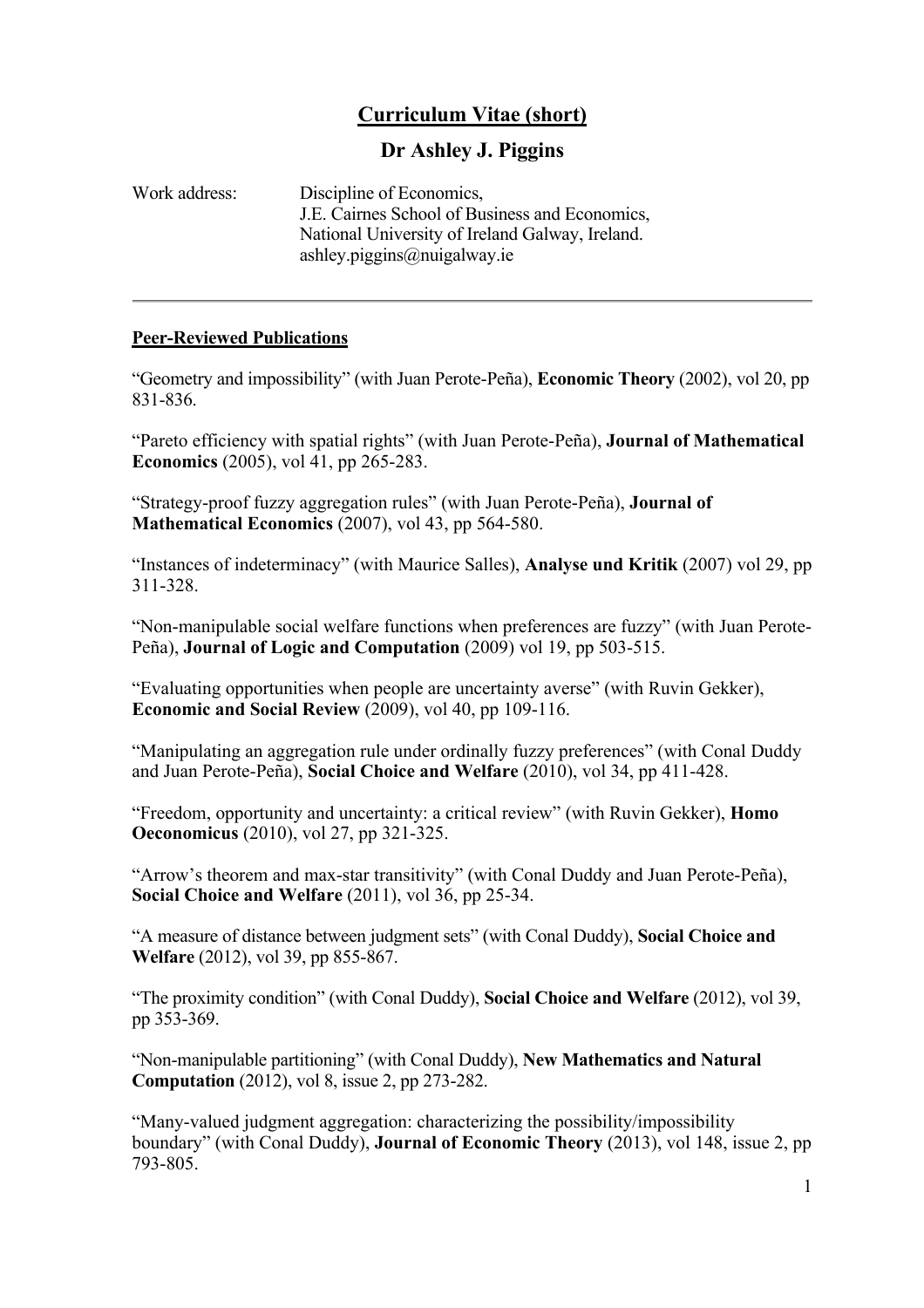# Curriculum Vitae (short)

## Dr Ashley J. Piggins

Work address: Discipline of Economics,
J.E. Cairnes School of Business and Economics,
National University of Ireland Galway, Ireland.
ashley.piggins@nuigalway.ie

---

### Peer-Reviewed Publications

"Geometry and impossibility" (with Juan Perote-Peña), **Economic Theory** (2002), vol 20, pp 831-836.

"Pareto efficiency with spatial rights" (with Juan Perote-Peña), **Journal of Mathematical Economics** (2005), vol 41, pp 265-283.

"Strategy-proof fuzzy aggregation rules" (with Juan Perote-Peña), **Journal of Mathematical Economics** (2007), vol 43, pp 564-580.

"Instances of indeterminacy" (with Maurice Salles), **Analyse und Kritik** (2007) vol 29, pp 311-328.

"Non-manipulable social welfare functions when preferences are fuzzy" (with Juan Perote-Peña), **Journal of Logic and Computation** (2009) vol 19, pp 503-515.

"Evaluating opportunities when people are uncertainty averse" (with Ruvin Gekker), **Economic and Social Review** (2009), vol 40, pp 109-116.

"Manipulating an aggregation rule under ordinally fuzzy preferences" (with Conal Duddy and Juan Perote-Peña), **Social Choice and Welfare** (2010), vol 34, pp 411-428.

"Freedom, opportunity and uncertainty: a critical review" (with Ruvin Gekker), **Homo Oeconomicus** (2010), vol 27, pp 321-325.

"Arrow's theorem and max-star transitivity" (with Conal Duddy and Juan Perote-Peña), **Social Choice and Welfare** (2011), vol 36, pp 25-34.

"A measure of distance between judgment sets" (with Conal Duddy), **Social Choice and Welfare** (2012), vol 39, pp 855-867.

"The proximity condition" (with Conal Duddy), **Social Choice and Welfare** (2012), vol 39, pp 353-369.

"Non-manipulable partitioning" (with Conal Duddy), **New Mathematics and Natural Computation** (2012), vol 8, issue 2, pp 273-282.

"Many-valued judgment aggregation: characterizing the possibility/impossibility boundary" (with Conal Duddy), **Journal of Economic Theory** (2013), vol 148, issue 2, pp 793-805.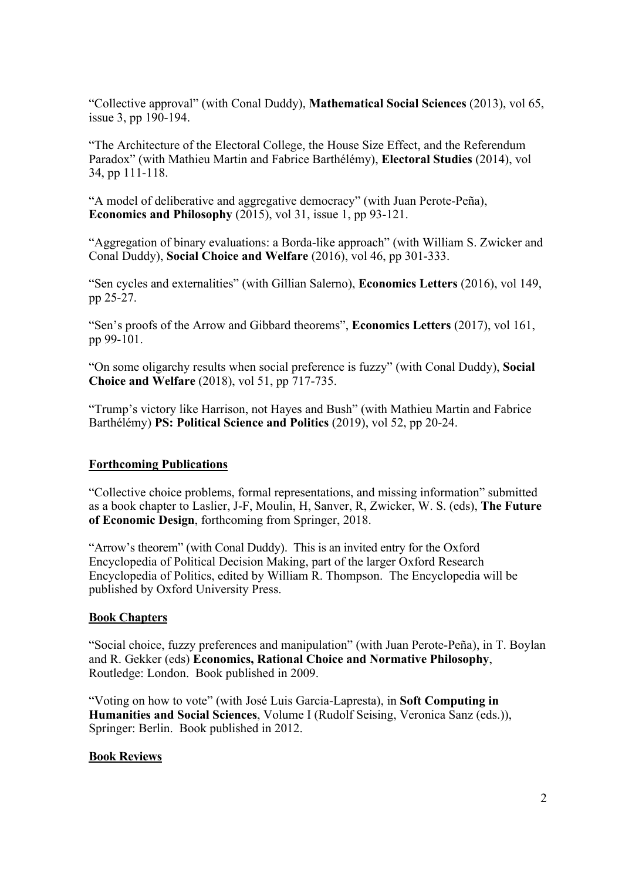"Collective approval" (with Conal Duddy), **Mathematical Social Sciences** (2013), vol 65, issue 3, pp 190-194.

"The Architecture of the Electoral College, the House Size Effect, and the Referendum Paradox" (with Mathieu Martin and Fabrice Barthélémy), **Electoral Studies** (2014), vol 34, pp 111-118.

"A model of deliberative and aggregative democracy" (with Juan Perote-Peña), **Economics and Philosophy** (2015), vol 31, issue 1, pp 93-121.

"Aggregation of binary evaluations: a Borda-like approach" (with William S. Zwicker and Conal Duddy), **Social Choice and Welfare** (2016), vol 46, pp 301-333.

"Sen cycles and externalities" (with Gillian Salerno), **Economics Letters** (2016), vol 149, pp 25-27.

"Sen's proofs of the Arrow and Gibbard theorems", **Economics Letters** (2017), vol 161, pp 99-101.

"On some oligarchy results when social preference is fuzzy" (with Conal Duddy), **Social Choice and Welfare** (2018), vol 51, pp 717-735.

"Trump's victory like Harrison, not Hayes and Bush" (with Mathieu Martin and Fabrice Barthélémy) **PS: Political Science and Politics** (2019), vol 52, pp 20-24.

## Forthcoming Publications

"Collective choice problems, formal representations, and missing information" submitted as a book chapter to Laslier, J-F, Moulin, H, Sanver, R, Zwicker, W. S. (eds), **The Future of Economic Design**, forthcoming from Springer, 2018.

"Arrow's theorem" (with Conal Duddy). This is an invited entry for the Oxford Encyclopedia of Political Decision Making, part of the larger Oxford Research Encyclopedia of Politics, edited by William R. Thompson. The Encyclopedia will be published by Oxford University Press.

## Book Chapters

"Social choice, fuzzy preferences and manipulation" (with Juan Perote-Peña), in T. Boylan and R. Gekker (eds) **Economics, Rational Choice and Normative Philosophy**, Routledge: London. Book published in 2009.

"Voting on how to vote" (with José Luis Garcia-Lapresta), in **Soft Computing in Humanities and Social Sciences**, Volume I (Rudolf Seising, Veronica Sanz (eds.)), Springer: Berlin. Book published in 2012.

## Book Reviews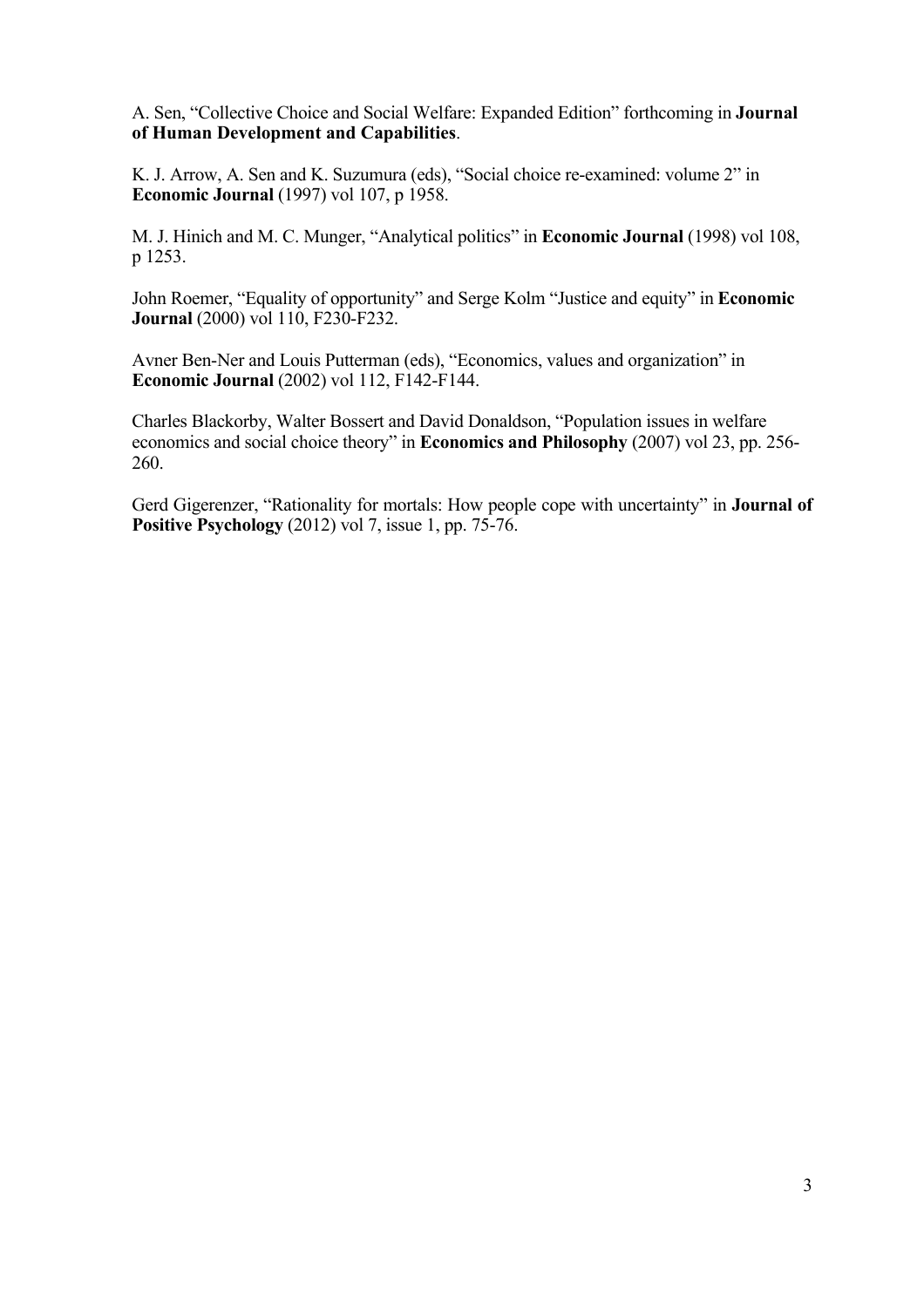A. Sen, “Collective Choice and Social Welfare: Expanded Edition” forthcoming in **Journal of Human Development and Capabilities**.

K. J. Arrow, A. Sen and K. Suzumura (eds), “Social choice re-examined: volume 2” in **Economic Journal** (1997) vol 107, p 1958.

M. J. Hinich and M. C. Munger, “Analytical politics” in **Economic Journal** (1998) vol 108, p 1253.

John Roemer, “Equality of opportunity” and Serge Kolm “Justice and equity” in **Economic Journal** (2000) vol 110, F230-F232.

Avner Ben-Ner and Louis Putterman (eds), “Economics, values and organization” in **Economic Journal** (2002) vol 112, F142-F144.

Charles Blackorby, Walter Bossert and David Donaldson, “Population issues in welfare economics and social choice theory” in **Economics and Philosophy** (2007) vol 23, pp. 256-260.

Gerd Gigerenzer, “Rationality for mortals: How people cope with uncertainty” in **Journal of Positive Psychology** (2012) vol 7, issue 1, pp. 75-76.